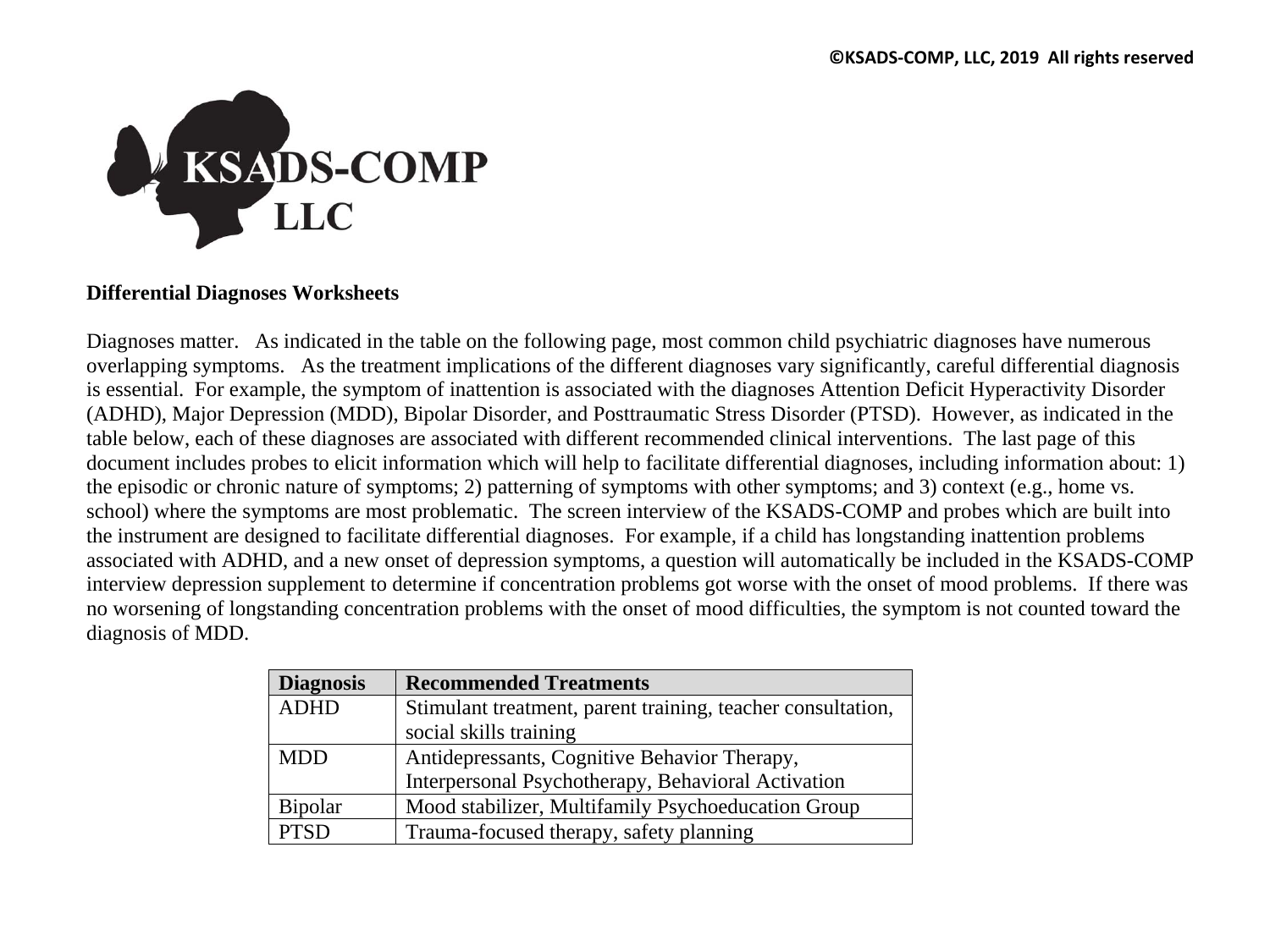©KSADS-COMP, LLC, 2019 All rights reserved

KSADS-COMP LLC

**Differential Diagnoses Worksheets**

Diagnoses matter. As indicated in the table on the following page, most common child psychiatric diagnoses have numerous overlapping symptoms. As the treatment implications of the different diagnoses vary significantly, careful differential diagnosis is essential. For example, the symptom of inattention is associated with the diagnoses Attention Deficit Hyperactivity Disorder (ADHD), Major Depression (MDD), Bipolar Disorder, and Posttraumatic Stress Disorder (PTSD). However, as indicated in the table below, each of these diagnoses are associated with different recommended clinical interventions. The last page of this document includes probes to elicit information which will help to facilitate differential diagnoses, including information about: 1) the episodic or chronic nature of symptoms; 2) patterning of symptoms with other symptoms; and 3) context (e.g., home vs. school) where the symptoms are most problematic. The screen interview of the KSADS-COMP and probes which are built into the instrument are designed to facilitate differential diagnoses. For example, if a child has longstanding inattention problems associated with ADHD, and a new onset of depression symptoms, a question will automatically be included in the KSADS-COMP interview depression supplement to determine if concentration problems got worse with the onset of mood problems. If there was no worsening of longstanding concentration problems with the onset of mood difficulties, the symptom is not counted toward the diagnosis of MDD.

| Diagnosis | Recommended Treatments |
|---|---|
| ADHD | Stimulant treatment, parent training, teacher consultation, social skills training |
| MDD | Antidepressants, Cognitive Behavior Therapy, Interpersonal Psychotherapy, Behavioral Activation |
| Bipolar | Mood stabilizer, Multifamily Psychoeducation Group |
| PTSD | Trauma-focused therapy, safety planning |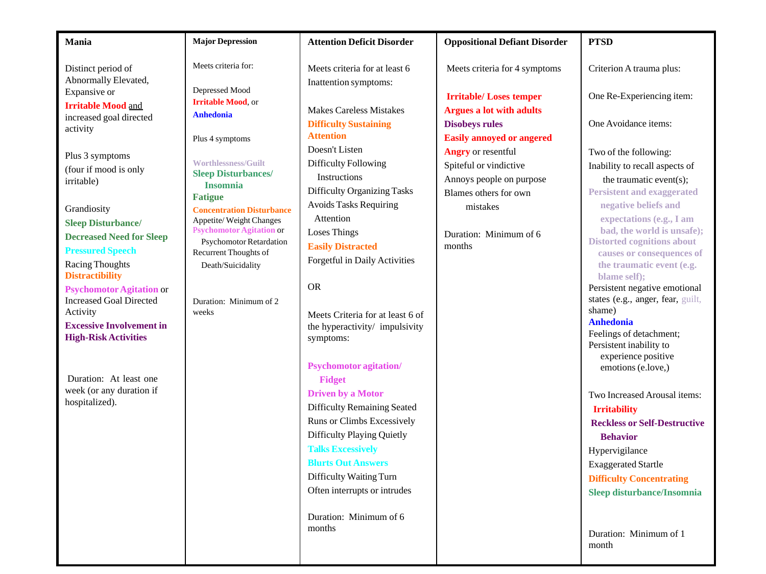| Mania | Major Depression | Attention Deficit Disorder | Oppositional Defiant Disorder | PTSD |
|---|---|---|---|---|
| Distinct period of Abnormally Elevated, Expansive or **Irritable Mood** and increased goal directed activity<br><br>Plus 3 symptoms (four if mood is only irritable)<br><br>Grandiosity<br>**Sleep Disturbance/ Decreased Need for Sleep**<br>**Pressured Speech**<br>Racing Thoughts<br>**Distractibility**<br>**Psychomotor Agitation** or Increased Goal Directed Activity<br>**Excessive Involvement in High-Risk Activities**<br><br>Duration: At least one week (or any duration if hospitalized). | Meets criteria for:<br><br>Depressed Mood<br>**Irritable Mood**, or<br>**Anhedonia**<br><br>Plus 4 symptoms<br><br>**Worthlessness/Guilt**<br>**Sleep Disturbances/ Insomnia**<br>**Fatigue**<br>**Concentration Disturbance**<br>Appetite/ Weight Changes<br>**Psychomotor Agitation** or Psychomotor Retardation<br>Recurrent Thoughts of Death/Suicidality<br><br>Duration: Minimum of 2 weeks | Meets criteria for at least 6 Inattention symptoms:<br><br>Makes Careless Mistakes<br>**Difficulty Sustaining Attention**<br>Doesn't Listen<br>Difficulty Following Instructions<br>Difficulty Organizing Tasks<br>Avoids Tasks Requiring Attention<br>Loses Things<br>**Easily Distracted**<br>Forgetful in Daily Activities<br><br>OR<br><br>Meets Criteria for at least 6 of the hyperactivity/ impulsivity symptoms:<br><br>**Psychomotor agitation/ Fidget**<br>**Driven by a Motor**<br>Difficulty Remaining Seated<br>Runs or Climbs Excessively<br>Difficulty Playing Quietly<br>**Talks Excessively**<br>**Blurts Out Answers**<br>Difficulty Waiting Turn<br>Often interrupts or intrudes<br><br>Duration: Minimum of 6 months | Meets criteria for 4 symptoms<br><br>**Irritable/ Loses temper**<br>**Argues a lot with adults**<br>**Disobeys rules**<br>**Easily annoyed or angered**<br>**Angry** or resentful<br>Spiteful or vindictive<br>Annoys people on purpose<br>Blames others for own mistakes<br><br>Duration: Minimum of 6 months | Criterion A trauma plus:<br><br>One Re-Experiencing item:<br><br>One Avoidance items:<br><br>Two of the following:<br>Inability to recall aspects of the traumatic event(s);<br>**Persistent and exaggerated negative beliefs and expectations (e.g., I am bad, the world is unsafe);**<br>**Distorted cognitions about causes or consequences of the traumatic event (e.g. blame self);**<br>Persistent negative emotional states (e.g., anger, fear, guilt, shame)<br>**Anhedonia**<br>Feelings of detachment;<br>Persistent inability to experience positive emotions (e.love,)<br><br>Two Increased Arousal items:<br>**Irritability**<br>**Reckless or Self-Destructive Behavior**<br>Hypervigilance<br>Exaggerated Startle<br>**Difficulty Concentrating**<br>**Sleep disturbance/Insomnia**<br><br>Duration: Minimum of 1 month |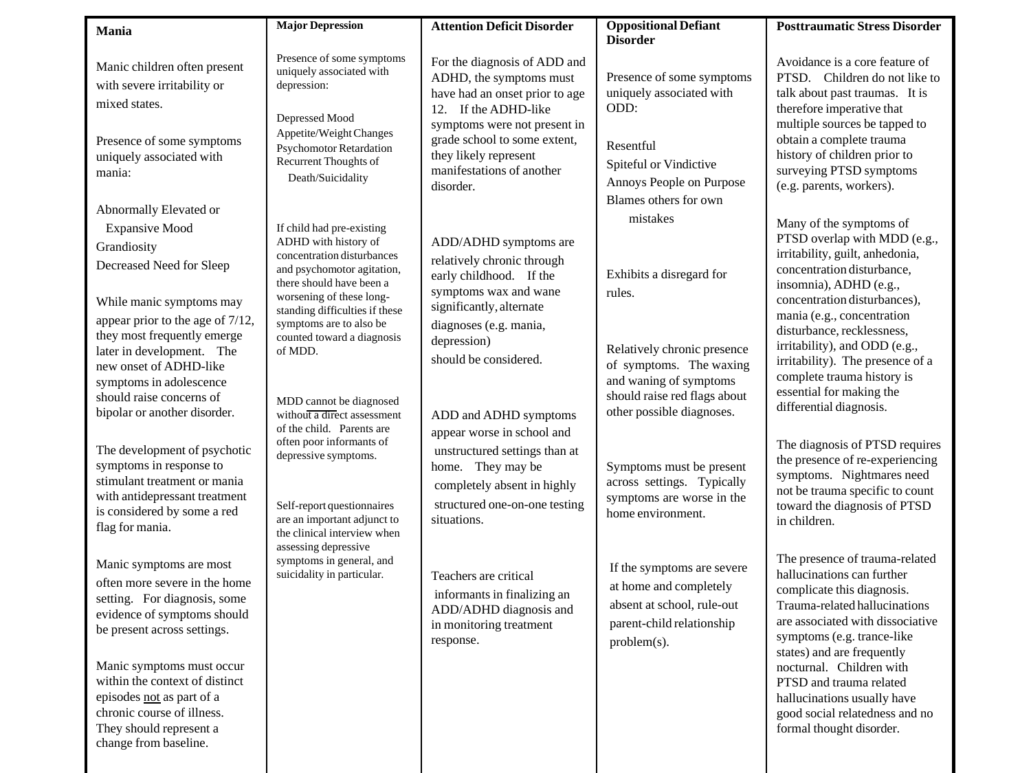| Mania | Major Depression | Attention Deficit Disorder | Oppositional Defiant Disorder | Posttraumatic Stress Disorder |
|---|---|---|---|---|
| Manic children often present with severe irritability or mixed states.<br><br>Presence of some symptoms uniquely associated with mania:<br><br>Abnormally Elevated or Expansive Mood<br>Grandiosity<br>Decreased Need for Sleep<br><br>While manic symptoms may appear prior to the age of 7/12, they most frequently emerge later in development. The new onset of ADHD-like symptoms in adolescence should raise concerns of bipolar or another disorder.<br><br>The development of psychotic symptoms in response to stimulant treatment or mania with antidepressant treatment is considered by some a red flag for mania.<br><br>Manic symptoms are most often more severe in the home setting. For diagnosis, some evidence of symptoms should be present across settings.<br><br>Manic symptoms must occur within the context of distinct episodes not as part of a chronic course of illness. They should represent a change from baseline. | Presence of some symptoms uniquely associated with depression:<br><br>Depressed Mood<br>Appetite/Weight Changes<br>Psychomotor Retardation<br>Recurrent Thoughts of Death/Suicidality<br><br>If child had pre-existing ADHD with history of concentration disturbances and psychomotor agitation, there should have been a worsening of these long-standing difficulties if these symptoms are to also be counted toward a diagnosis of MDD.<br><br>MDD cannot be diagnosed without a direct assessment of the child. Parents are often poor informants of depressive symptoms.<br><br>Self-report questionnaires are an important adjunct to the clinical interview when assessing depressive symptoms in general, and suicidality in particular. | For the diagnosis of ADD and ADHD, the symptoms must have had an onset prior to age 12. If the ADHD-like symptoms were not present in grade school to some extent, they likely represent manifestations of another disorder.<br><br>ADD/ADHD symptoms are relatively chronic through early childhood. If the symptoms wax and wane significantly, alternate diagnoses (e.g. mania, depression) should be considered.<br><br>ADD and ADHD symptoms appear worse in school and unstructured settings than at home. They may be completely absent in highly structured one-on-one testing situations.<br><br>Teachers are critical informants in finalizing an ADD/ADHD diagnosis and in monitoring treatment response. | Presence of some symptoms uniquely associated with ODD:<br><br>Resentful<br>Spiteful or Vindictive<br>Annoys People on Purpose<br>Blames others for own mistakes<br><br>Exhibits a disregard for rules.<br><br>Relatively chronic presence of symptoms. The waxing and waning of symptoms should raise red flags about other possible diagnoses.<br><br>Symptoms must be present across settings. Typically symptoms are worse in the home environment.<br><br>If the symptoms are severe at home and completely absent at school, rule-out parent-child relationship problem(s). | Avoidance is a core feature of PTSD. Children do not like to talk about past traumas. It is therefore imperative that multiple sources be tapped to obtain a complete trauma history of children prior to surveying PTSD symptoms (e.g. parents, workers).<br><br>Many of the symptoms of PTSD overlap with MDD (e.g., irritability, guilt, anhedonia, concentration disturbance, insomnia), ADHD (e.g., concentration disturbances), mania (e.g., concentration disturbance, recklessness, irritability), and ODD (e.g., irritability). The presence of a complete trauma history is essential for making the differential diagnosis.<br><br>The diagnosis of PTSD requires the presence of re-experiencing symptoms. Nightmares need not be trauma specific to count toward the diagnosis of PTSD in children.<br><br>The presence of trauma-related hallucinations can further complicate this diagnosis. Trauma-related hallucinations are associated with dissociative symptoms (e.g. trance-like states) and are frequently nocturnal. Children with PTSD and trauma related hallucinations usually have good social relatedness and no formal thought disorder. |